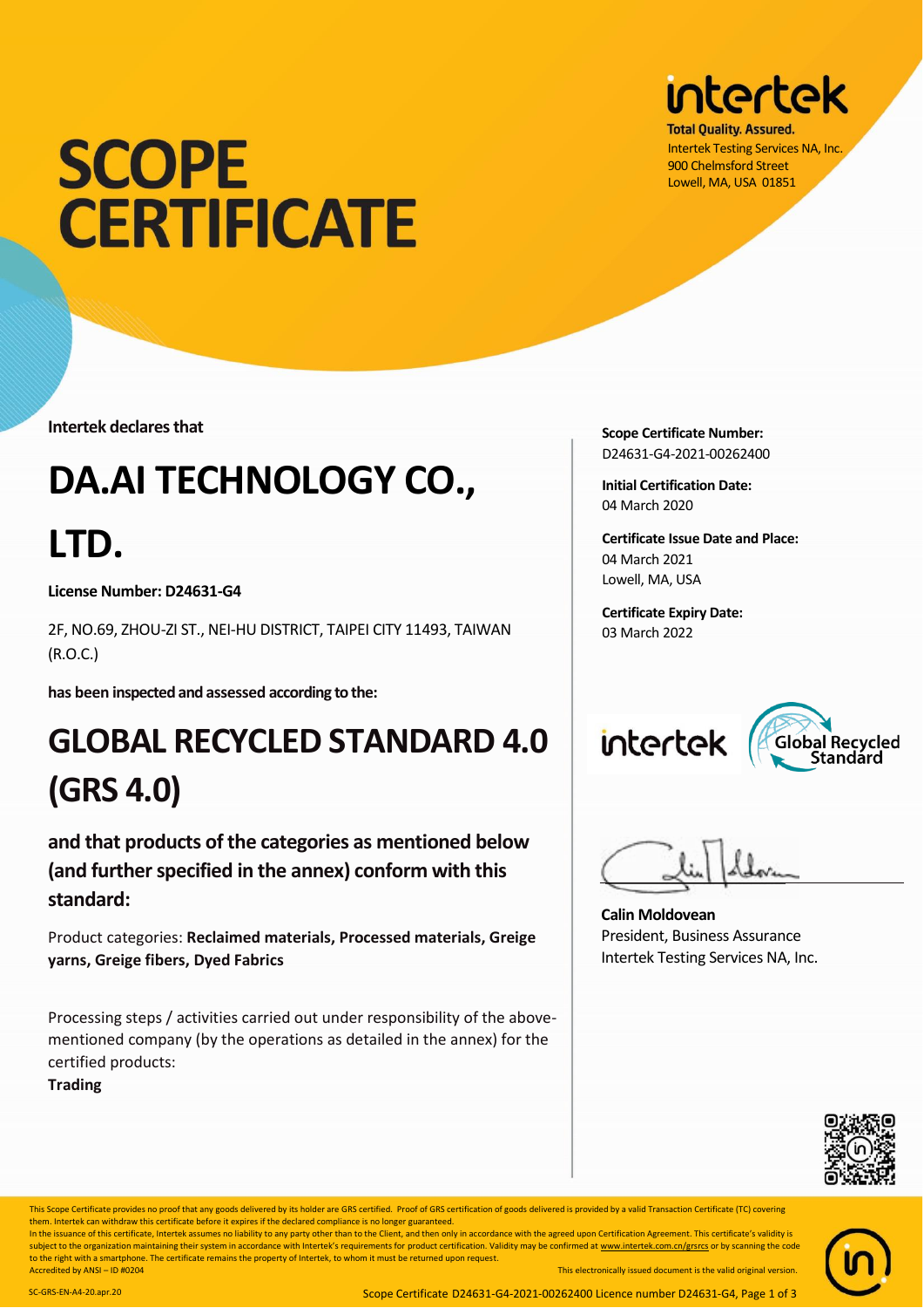# SCOPE CERTIFICATE

**intertek**

**Total Quality. Assured.**
Intertek Testing Services NA, Inc.
900 Chelmsford Street
Lowell, MA, USA 01851

**Intertek declares that**

# DA.AI TECHNOLOGY CO., LTD.

**License Number: D24631-G4**

2F, NO.69, ZHOU-ZI ST., NEI-HU DISTRICT, TAIPEI CITY 11493, TAIWAN (R.O.C.)

**has been inspected and assessed according to the:**

# GLOBAL RECYCLED STANDARD 4.0 (GRS 4.0)

## and that products of the categories as mentioned below (and further specified in the annex) conform with this standard:

Product categories: **Reclaimed materials, Processed materials, Greige yarns, Greige fibers, Dyed Fabrics**

Processing steps / activities carried out under responsibility of the above-mentioned company (by the operations as detailed in the annex) for the certified products:
**Trading**

**Scope Certificate Number:**
D24631-G4-2021-00262400

**Initial Certification Date:**
04 March 2020

**Certificate Issue Date and Place:**
04 March 2021
Lowell, MA, USA

**Certificate Expiry Date:**
03 March 2022

intertek — Global Recycled Standard

**Calin Moldovean**
President, Business Assurance
Intertek Testing Services NA, Inc.

This Scope Certificate provides no proof that any goods delivered by its holder are GRS certified. Proof of GRS certification of goods delivered is provided by a valid Transaction Certificate (TC) covering them. Intertek can withdraw this certificate before it expires if the declared compliance is no longer guaranteed.
In the issuance of this certificate, Intertek assumes no liability to any party other than to the Client, and then only in accordance with the agreed upon Certification Agreement. This certificate's validity is subject to the organization maintaining their system in accordance with Intertek's requirements for product certification. Validity may be confirmed at www.intertek.com.cn/grsrcs or by scanning the code to the right with a smartphone. The certificate remains the property of Intertek, to whom it must be returned upon request.
Accredited by ANSI – ID #0204

This electronically issued document is the valid original version.

SC-GRS-EN-A4-20.apr.20

Scope Certificate D24631-G4-2021-00262400 Licence number D24631-G4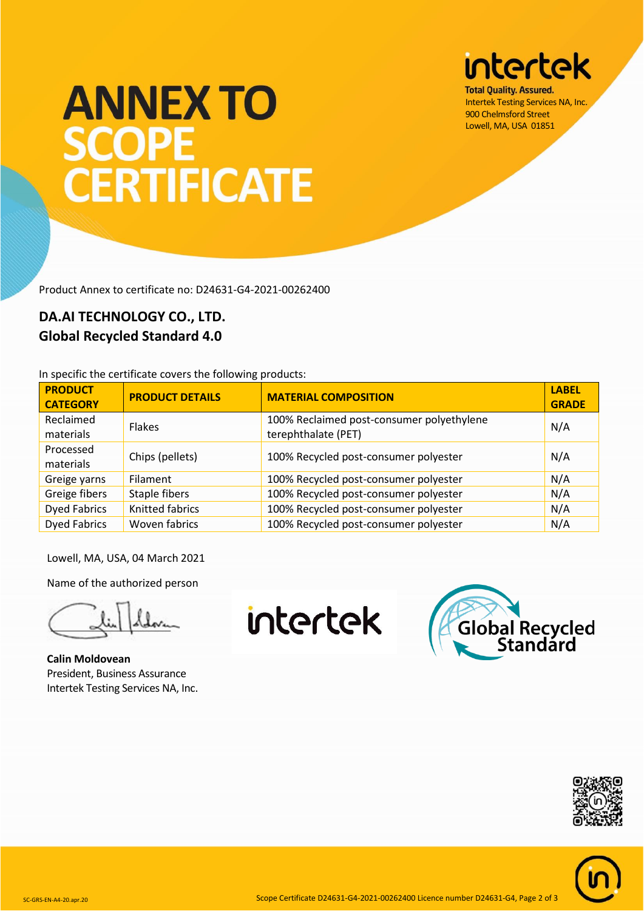intertek

**Total Quality. Assured.**
Intertek Testing Services NA, Inc.
900 Chelmsford Street
Lowell, MA, USA 01851

# ANNEX TO SCOPE CERTIFICATE

Product Annex to certificate no: D24631-G4-2021-00262400

## DA.AI TECHNOLOGY CO., LTD.
## Global Recycled Standard 4.0

In specific the certificate covers the following products:

| PRODUCT CATEGORY | PRODUCT DETAILS | MATERIAL COMPOSITION | LABEL GRADE |
|---|---|---|---|
| Reclaimed materials | Flakes | 100% Reclaimed post-consumer polyethylene terephthalate (PET) | N/A |
| Processed materials | Chips (pellets) | 100% Recycled post-consumer polyester | N/A |
| Greige yarns | Filament | 100% Recycled post-consumer polyester | N/A |
| Greige fibers | Staple fibers | 100% Recycled post-consumer polyester | N/A |
| Dyed Fabrics | Knitted fabrics | 100% Recycled post-consumer polyester | N/A |
| Dyed Fabrics | Woven fabrics | 100% Recycled post-consumer polyester | N/A |

Lowell, MA, USA, 04 March 2021

Name of the authorized person

**Calin Moldovean**
President, Business Assurance
Intertek Testing Services NA, Inc.

intertek

Global Recycled Standard

SC-GRS-EN-A4-20.apr.20

Scope Certificate D24631-G4-2021-00262400 Licence number D24631-G4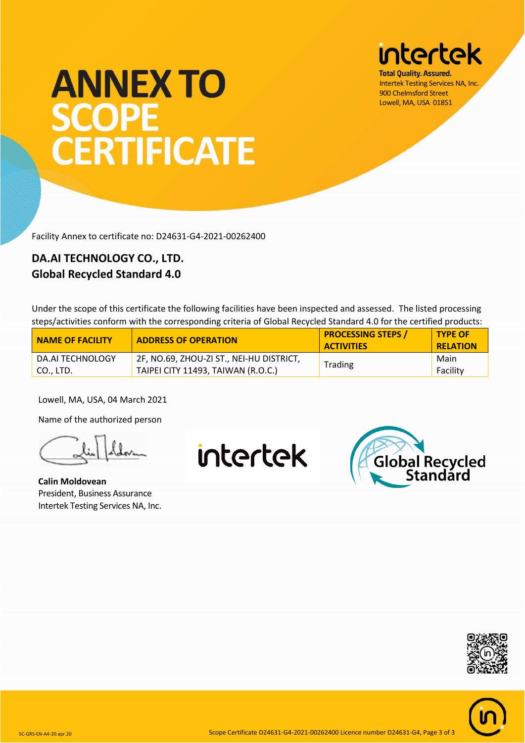intertek

**Total Quality. Assured.**
Intertek Testing Services NA, Inc.
900 Chelmsford Street
Lowell, MA, USA 01851

# ANNEX TO SCOPE CERTIFICATE

Facility Annex to certificate no: D24631-G4-2021-00262400

## DA.AI TECHNOLOGY CO., LTD.
## Global Recycled Standard 4.0

Under the scope of this certificate the following facilities have been inspected and assessed. The listed processing steps/activities conform with the corresponding criteria of Global Recycled Standard 4.0 for the certified products:

| NAME OF FACILITY | ADDRESS OF OPERATION | PROCESSING STEPS / ACTIVITIES | TYPE OF RELATION |
|---|---|---|---|
| DA.AI TECHNOLOGY CO., LTD. | 2F, NO.69, ZHOU-ZI ST., NEI-HU DISTRICT, TAIPEI CITY 11493, TAIWAN (R.O.C.) | Trading | Main Facility |

Lowell, MA, USA, 04 March 2021

Name of the authorized person

**Calin Moldovean**
President, Business Assurance
Intertek Testing Services NA, Inc.

intertek

Global Recycled Standard

SC-GRS-EN-A4-20.apr.20

Scope Certificate D24631-G4-2021-00262400 Licence number D24631-G4